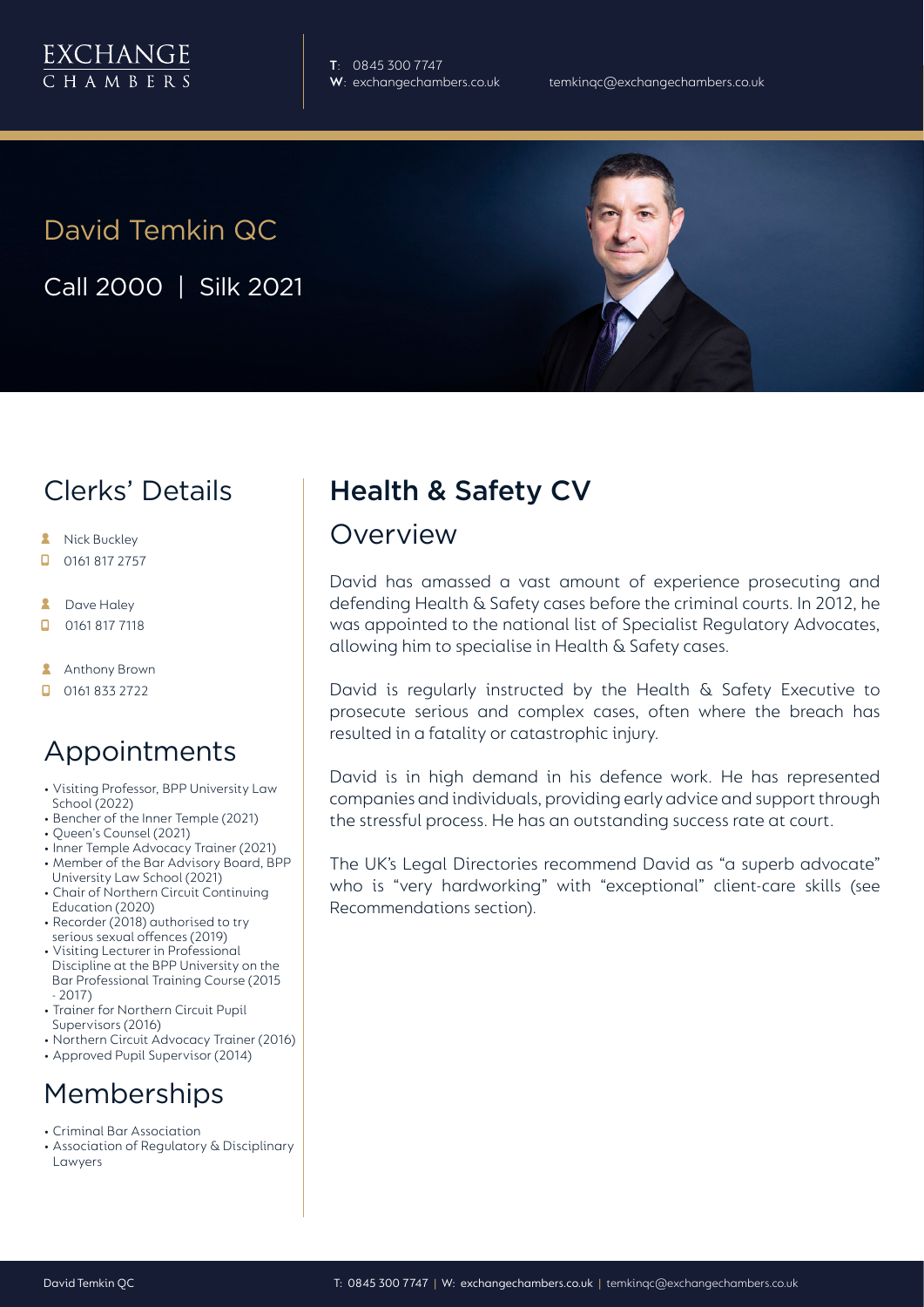EXCHANGE CHAMBERS

**T**: 0845 300 7747
**W**: exchangechambers.co.uk

temkinqc@exchangechambers.co.uk

# David Temkin QC

Call 2000 | Silk 2021

## Clerks' Details

- Nick Buckley
- 0161 817 2757
- Dave Haley
- 0161 817 7118
- Anthony Brown
- 0161 833 2722

## Appointments

- Visiting Professor, BPP University Law School (2022)
- Bencher of the Inner Temple (2021)
- Queen's Counsel (2021)
- Inner Temple Advocacy Trainer (2021)
- Member of the Bar Advisory Board, BPP University Law School (2021)
- Chair of Northern Circuit Continuing Education (2020)
- Recorder (2018) authorised to try serious sexual offences (2019)
- Visiting Lecturer in Professional Discipline at the BPP University on the Bar Professional Training Course (2015 - 2017)
- Trainer for Northern Circuit Pupil Supervisors (2016)
- Northern Circuit Advocacy Trainer (2016)
- Approved Pupil Supervisor (2014)

## Memberships

- Criminal Bar Association
- Association of Regulatory & Disciplinary Lawyers

## Health & Safety CV

### Overview

David has amassed a vast amount of experience prosecuting and defending Health & Safety cases before the criminal courts. In 2012, he was appointed to the national list of Specialist Regulatory Advocates, allowing him to specialise in Health & Safety cases.

David is regularly instructed by the Health & Safety Executive to prosecute serious and complex cases, often where the breach has resulted in a fatality or catastrophic injury.

David is in high demand in his defence work. He has represented companies and individuals, providing early advice and support through the stressful process. He has an outstanding success rate at court.

The UK's Legal Directories recommend David as "a superb advocate" who is "very hardworking" with "exceptional" client-care skills (see Recommendations section).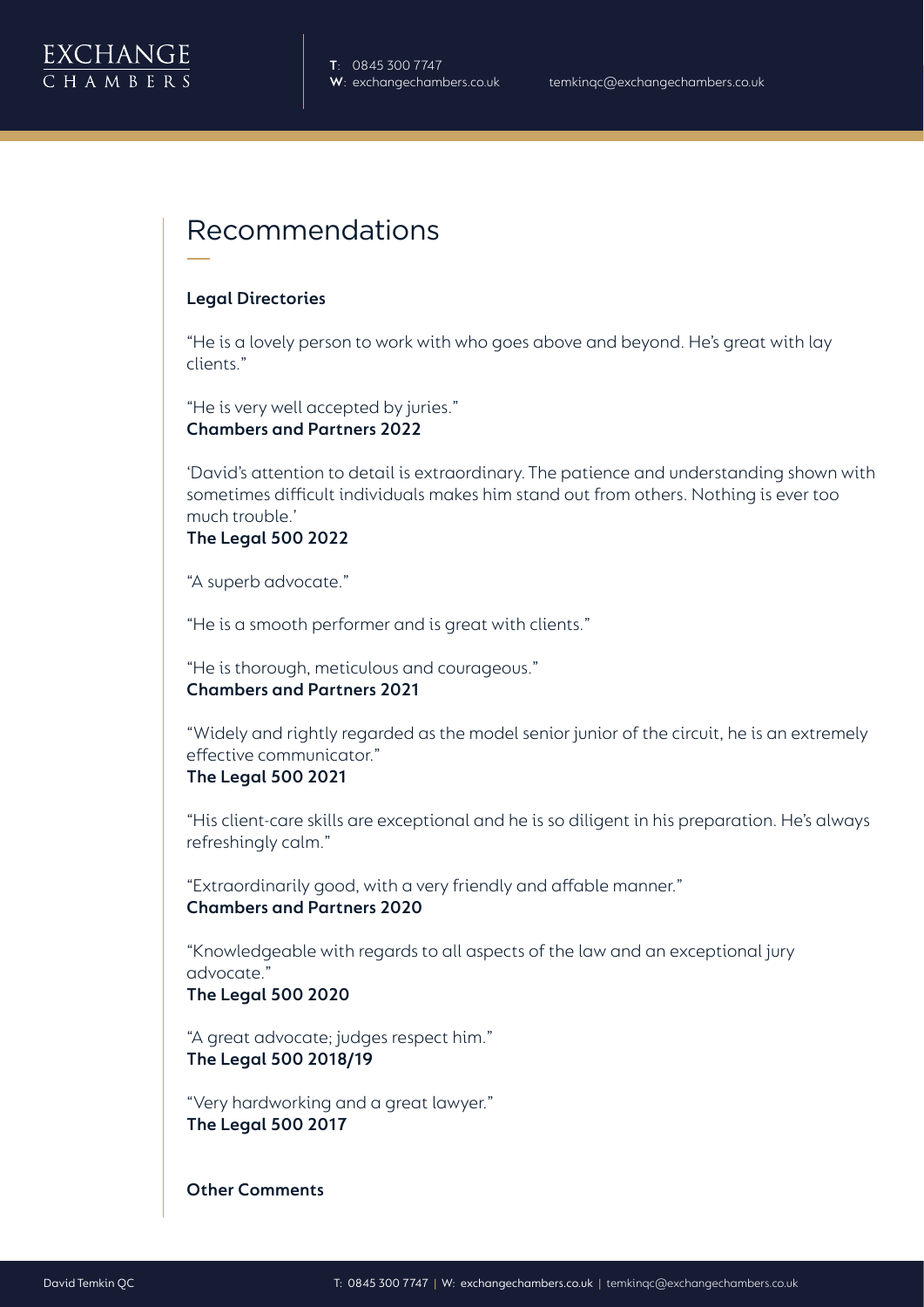# Recommendations

**Legal Directories**

"He is a lovely person to work with who goes above and beyond. He's great with lay clients."

"He is very well accepted by juries."
**Chambers and Partners 2022**

'David's attention to detail is extraordinary. The patience and understanding shown with sometimes difficult individuals makes him stand out from others. Nothing is ever too much trouble.'
**The Legal 500 2022**

"A superb advocate."

"He is a smooth performer and is great with clients."

"He is thorough, meticulous and courageous."
**Chambers and Partners 2021**

"Widely and rightly regarded as the model senior junior of the circuit, he is an extremely effective communicator."
**The Legal 500 2021**

"His client-care skills are exceptional and he is so diligent in his preparation. He's always refreshingly calm."

"Extraordinarily good, with a very friendly and affable manner."
**Chambers and Partners 2020**

"Knowledgeable with regards to all aspects of the law and an exceptional jury advocate."
**The Legal 500 2020**

"A great advocate; judges respect him."
**The Legal 500 2018/19**

"Very hardworking and a great lawyer."
**The Legal 500 2017**

**Other Comments**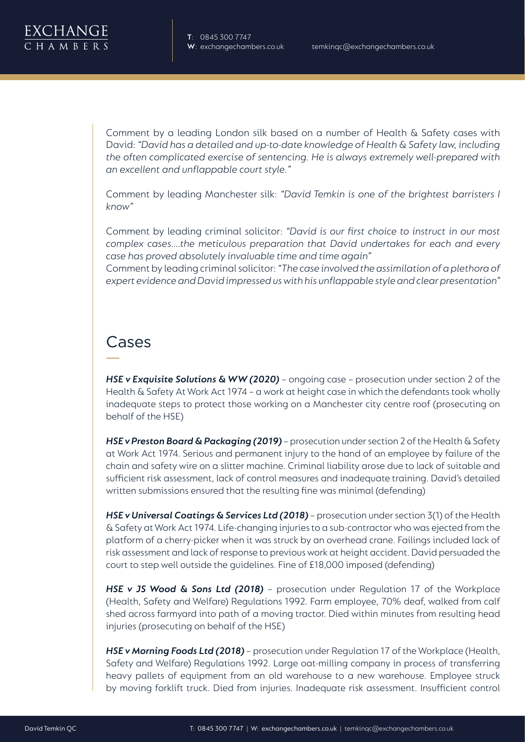Comment by a leading London silk based on a number of Health & Safety cases with David: *"David has a detailed and up-to-date knowledge of Health & Safety law, including the often complicated exercise of sentencing. He is always extremely well-prepared with an excellent and unflappable court style."*

Comment by leading Manchester silk: *"David Temkin is one of the brightest barristers I know"*

Comment by leading criminal solicitor: *"David is our first choice to instruct in our most complex cases....the meticulous preparation that David undertakes for each and every case has proved absolutely invaluable time and time again"*
Comment by leading criminal solicitor: *"The case involved the assimilation of a plethora of expert evidence and David impressed us with his unflappable style and clear presentation"*

## Cases

***HSE v Exquisite Solutions & WW (2020)*** – ongoing case – prosecution under section 2 of the Health & Safety At Work Act 1974 – a work at height case in which the defendants took wholly inadequate steps to protect those working on a Manchester city centre roof (prosecuting on behalf of the HSE)

***HSE v Preston Board & Packaging (2019)*** – prosecution under section 2 of the Health & Safety at Work Act 1974. Serious and permanent injury to the hand of an employee by failure of the chain and safety wire on a slitter machine. Criminal liability arose due to lack of suitable and sufficient risk assessment, lack of control measures and inadequate training. David's detailed written submissions ensured that the resulting fine was minimal (defending)

***HSE v Universal Coatings & Services Ltd (2018)*** – prosecution under section 3(1) of the Health & Safety at Work Act 1974. Life-changing injuries to a sub-contractor who was ejected from the platform of a cherry-picker when it was struck by an overhead crane. Failings included lack of risk assessment and lack of response to previous work at height accident. David persuaded the court to step well outside the guidelines. Fine of £18,000 imposed (defending)

***HSE v JS Wood & Sons Ltd (2018)*** – prosecution under Regulation 17 of the Workplace (Health, Safety and Welfare) Regulations 1992. Farm employee, 70% deaf, walked from calf shed across farmyard into path of a moving tractor. Died within minutes from resulting head injuries (prosecuting on behalf of the HSE)

***HSE v Morning Foods Ltd (2018)*** – prosecution under Regulation 17 of the Workplace (Health, Safety and Welfare) Regulations 1992. Large oat-milling company in process of transferring heavy pallets of equipment from an old warehouse to a new warehouse. Employee struck by moving forklift truck. Died from injuries. Inadequate risk assessment. Insufficient control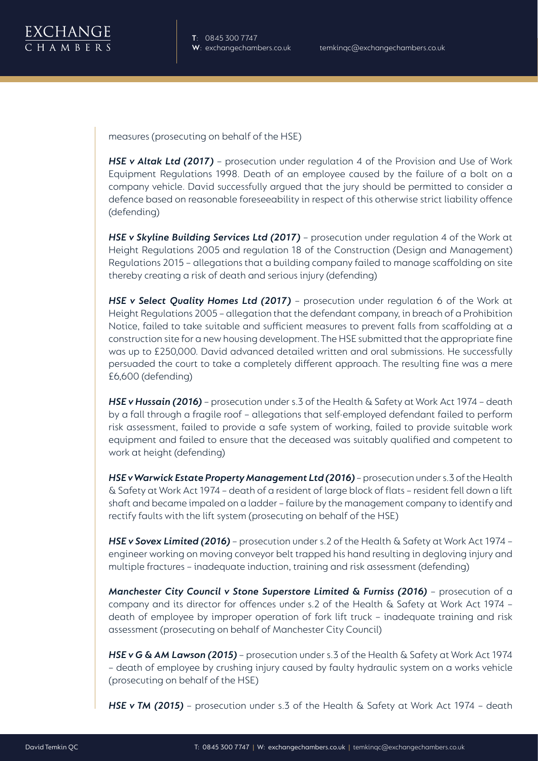measures (prosecuting on behalf of the HSE)

***HSE v Altak Ltd (2017)*** – prosecution under regulation 4 of the Provision and Use of Work Equipment Regulations 1998. Death of an employee caused by the failure of a bolt on a company vehicle. David successfully argued that the jury should be permitted to consider a defence based on reasonable foreseeability in respect of this otherwise strict liability offence (defending)

***HSE v Skyline Building Services Ltd (2017)*** – prosecution under regulation 4 of the Work at Height Regulations 2005 and regulation 18 of the Construction (Design and Management) Regulations 2015 – allegations that a building company failed to manage scaffolding on site thereby creating a risk of death and serious injury (defending)

***HSE v Select Quality Homes Ltd (2017)*** – prosecution under regulation 6 of the Work at Height Regulations 2005 – allegation that the defendant company, in breach of a Prohibition Notice, failed to take suitable and sufficient measures to prevent falls from scaffolding at a construction site for a new housing development. The HSE submitted that the appropriate fine was up to £250,000. David advanced detailed written and oral submissions. He successfully persuaded the court to take a completely different approach. The resulting fine was a mere £6,600 (defending)

***HSE v Hussain (2016)*** – prosecution under s.3 of the Health & Safety at Work Act 1974 – death by a fall through a fragile roof – allegations that self-employed defendant failed to perform risk assessment, failed to provide a safe system of working, failed to provide suitable work equipment and failed to ensure that the deceased was suitably qualified and competent to work at height (defending)

***HSE v Warwick Estate Property Management Ltd (2016)*** – prosecution under s.3 of the Health & Safety at Work Act 1974 – death of a resident of large block of flats – resident fell down a lift shaft and became impaled on a ladder – failure by the management company to identify and rectify faults with the lift system (prosecuting on behalf of the HSE)

***HSE v Sovex Limited (2016)*** – prosecution under s.2 of the Health & Safety at Work Act 1974 – engineer working on moving conveyor belt trapped his hand resulting in degloving injury and multiple fractures – inadequate induction, training and risk assessment (defending)

***Manchester City Council v Stone Superstore Limited & Furniss (2016)*** – prosecution of a company and its director for offences under s.2 of the Health & Safety at Work Act 1974 – death of employee by improper operation of fork lift truck – inadequate training and risk assessment (prosecuting on behalf of Manchester City Council)

***HSE v G & AM Lawson (2015)*** – prosecution under s.3 of the Health & Safety at Work Act 1974 – death of employee by crushing injury caused by faulty hydraulic system on a works vehicle (prosecuting on behalf of the HSE)

***HSE v TM (2015)*** – prosecution under s.3 of the Health & Safety at Work Act 1974 – death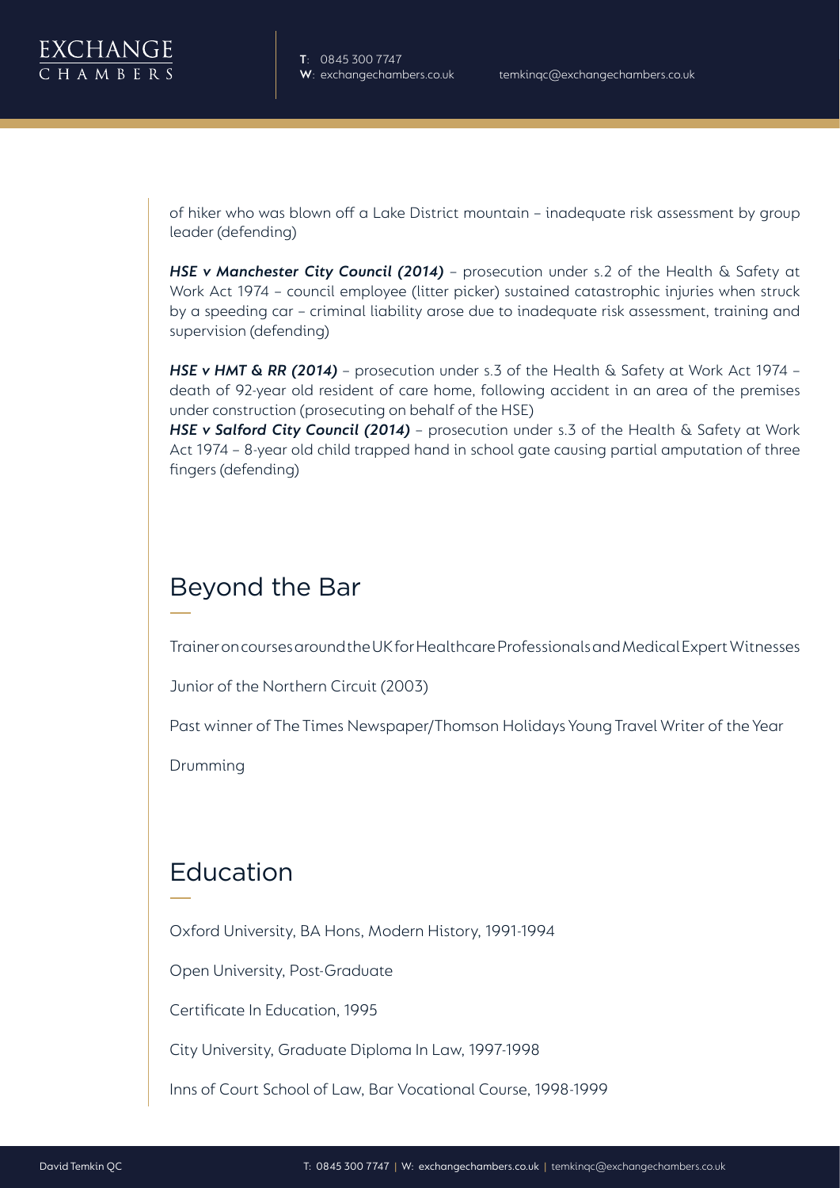of hiker who was blown off a Lake District mountain – inadequate risk assessment by group leader (defending)

***HSE v Manchester City Council (2014)*** – prosecution under s.2 of the Health & Safety at Work Act 1974 – council employee (litter picker) sustained catastrophic injuries when struck by a speeding car – criminal liability arose due to inadequate risk assessment, training and supervision (defending)

***HSE v HMT & RR (2014)*** – prosecution under s.3 of the Health & Safety at Work Act 1974 – death of 92-year old resident of care home, following accident in an area of the premises under construction (prosecuting on behalf of the HSE)

***HSE v Salford City Council (2014)*** – prosecution under s.3 of the Health & Safety at Work Act 1974 – 8-year old child trapped hand in school gate causing partial amputation of three fingers (defending)

## Beyond the Bar

Trainer on courses around the UK for Healthcare Professionals and Medical Expert Witnesses

Junior of the Northern Circuit (2003)

Past winner of The Times Newspaper/Thomson Holidays Young Travel Writer of the Year

Drumming

## Education

Oxford University, BA Hons, Modern History, 1991-1994

Open University, Post-Graduate

Certificate In Education, 1995

City University, Graduate Diploma In Law, 1997-1998

Inns of Court School of Law, Bar Vocational Course, 1998-1999